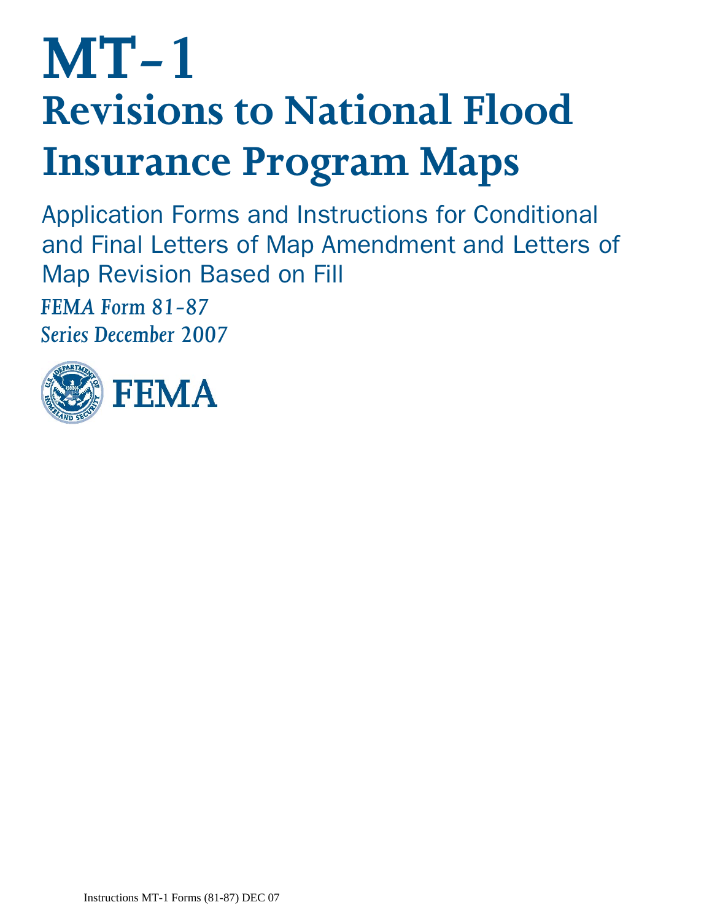# MT-1
# Revisions to National Flood Insurance Program Maps

Application Forms and Instructions for Conditional and Final Letters of Map Amendment and Letters of Map Revision Based on Fill

*FEMA Form 81-87*
*Series December 2007*

FEMA

Instructions MT-1 Forms (81-87) DEC 07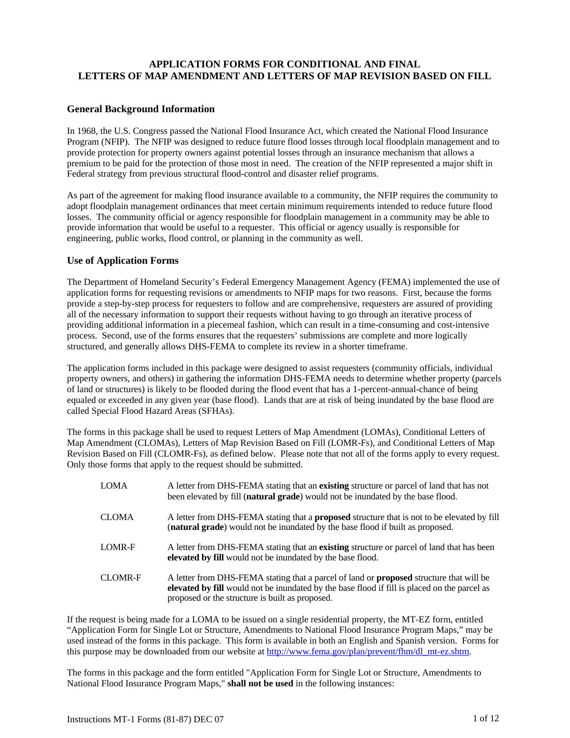# APPLICATION FORMS FOR CONDITIONAL AND FINAL LETTERS OF MAP AMENDMENT AND LETTERS OF MAP REVISION BASED ON FILL

## General Background Information

In 1968, the U.S. Congress passed the National Flood Insurance Act, which created the National Flood Insurance Program (NFIP). The NFIP was designed to reduce future flood losses through local floodplain management and to provide protection for property owners against potential losses through an insurance mechanism that allows a premium to be paid for the protection of those most in need. The creation of the NFIP represented a major shift in Federal strategy from previous structural flood-control and disaster relief programs.

As part of the agreement for making flood insurance available to a community, the NFIP requires the community to adopt floodplain management ordinances that meet certain minimum requirements intended to reduce future flood losses. The community official or agency responsible for floodplain management in a community may be able to provide information that would be useful to a requester. This official or agency usually is responsible for engineering, public works, flood control, or planning in the community as well.

## Use of Application Forms

The Department of Homeland Security's Federal Emergency Management Agency (FEMA) implemented the use of application forms for requesting revisions or amendments to NFIP maps for two reasons. First, because the forms provide a step-by-step process for requesters to follow and are comprehensive, requesters are assured of providing all of the necessary information to support their requests without having to go through an iterative process of providing additional information in a piecemeal fashion, which can result in a time-consuming and cost-intensive process. Second, use of the forms ensures that the requesters' submissions are complete and more logically structured, and generally allows DHS-FEMA to complete its review in a shorter timeframe.

The application forms included in this package were designed to assist requesters (community officials, individual property owners, and others) in gathering the information DHS-FEMA needs to determine whether property (parcels of land or structures) is likely to be flooded during the flood event that has a 1-percent-annual-chance of being equaled or exceeded in any given year (base flood). Lands that are at risk of being inundated by the base flood are called Special Flood Hazard Areas (SFHAs).

The forms in this package shall be used to request Letters of Map Amendment (LOMAs), Conditional Letters of Map Amendment (CLOMAs), Letters of Map Revision Based on Fill (LOMR-Fs), and Conditional Letters of Map Revision Based on Fill (CLOMR-Fs), as defined below. Please note that not all of the forms apply to every request. Only those forms that apply to the request should be submitted.

| | |
|---|---|
| LOMA | A letter from DHS-FEMA stating that an **existing** structure or parcel of land that has not been elevated by fill (**natural grade**) would not be inundated by the base flood. |
| CLOMA | A letter from DHS-FEMA stating that a **proposed** structure that is not to be elevated by fill (**natural grade**) would not be inundated by the base flood if built as proposed. |
| LOMR-F | A letter from DHS-FEMA stating that an **existing** structure or parcel of land that has been **elevated by fill** would not be inundated by the base flood. |
| CLOMR-F | A letter from DHS-FEMA stating that a parcel of land or **proposed** structure that will be **elevated by fill** would not be inundated by the base flood if fill is placed on the parcel as proposed or the structure is built as proposed. |

If the request is being made for a LOMA to be issued on a single residential property, the MT-EZ form, entitled "Application Form for Single Lot or Structure, Amendments to National Flood Insurance Program Maps," may be used instead of the forms in this package. This form is available in both an English and Spanish version. Forms for this purpose may be downloaded from our website at http://www.fema.gov/plan/prevent/fhm/dl_mt-ez.shtm.

The forms in this package and the form entitled "Application Form for Single Lot or Structure, Amendments to National Flood Insurance Program Maps," **shall not be used** in the following instances: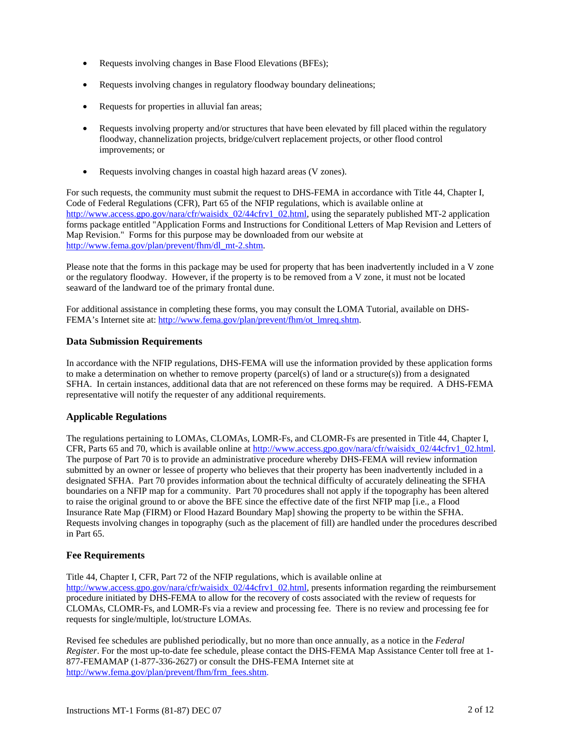- Requests involving changes in Base Flood Elevations (BFEs);
- Requests involving changes in regulatory floodway boundary delineations;
- Requests for properties in alluvial fan areas;
- Requests involving property and/or structures that have been elevated by fill placed within the regulatory floodway, channelization projects, bridge/culvert replacement projects, or other flood control improvements; or
- Requests involving changes in coastal high hazard areas (V zones).

For such requests, the community must submit the request to DHS-FEMA in accordance with Title 44, Chapter I, Code of Federal Regulations (CFR), Part 65 of the NFIP regulations, which is available online at http://www.access.gpo.gov/nara/cfr/waisidx_02/44cfrv1_02.html, using the separately published MT-2 application forms package entitled "Application Forms and Instructions for Conditional Letters of Map Revision and Letters of Map Revision." Forms for this purpose may be downloaded from our website at http://www.fema.gov/plan/prevent/fhm/dl_mt-2.shtm.

Please note that the forms in this package may be used for property that has been inadvertently included in a V zone or the regulatory floodway. However, if the property is to be removed from a V zone, it must not be located seaward of the landward toe of the primary frontal dune.

For additional assistance in completing these forms, you may consult the LOMA Tutorial, available on DHS-FEMA's Internet site at: http://www.fema.gov/plan/prevent/fhm/ot_lmreq.shtm.

### Data Submission Requirements

In accordance with the NFIP regulations, DHS-FEMA will use the information provided by these application forms to make a determination on whether to remove property (parcel(s) of land or a structure(s)) from a designated SFHA. In certain instances, additional data that are not referenced on these forms may be required. A DHS-FEMA representative will notify the requester of any additional requirements.

### Applicable Regulations

The regulations pertaining to LOMAs, CLOMAs, LOMR-Fs, and CLOMR-Fs are presented in Title 44, Chapter I, CFR, Parts 65 and 70, which is available online at http://www.access.gpo.gov/nara/cfr/waisidx_02/44cfrv1_02.html. The purpose of Part 70 is to provide an administrative procedure whereby DHS-FEMA will review information submitted by an owner or lessee of property who believes that their property has been inadvertently included in a designated SFHA. Part 70 provides information about the technical difficulty of accurately delineating the SFHA boundaries on a NFIP map for a community. Part 70 procedures shall not apply if the topography has been altered to raise the original ground to or above the BFE since the effective date of the first NFIP map [i.e., a Flood Insurance Rate Map (FIRM) or Flood Hazard Boundary Map] showing the property to be within the SFHA. Requests involving changes in topography (such as the placement of fill) are handled under the procedures described in Part 65.

### Fee Requirements

Title 44, Chapter I, CFR, Part 72 of the NFIP regulations, which is available online at http://www.access.gpo.gov/nara/cfr/waisidx_02/44cfrv1_02.html, presents information regarding the reimbursement procedure initiated by DHS-FEMA to allow for the recovery of costs associated with the review of requests for CLOMAs, CLOMR-Fs, and LOMR-Fs via a review and processing fee. There is no review and processing fee for requests for single/multiple, lot/structure LOMAs.

Revised fee schedules are published periodically, but no more than once annually, as a notice in the *Federal Register*. For the most up-to-date fee schedule, please contact the DHS-FEMA Map Assistance Center toll free at 1-877-FEMAMAP (1-877-336-2627) or consult the DHS-FEMA Internet site at http://www.fema.gov/plan/prevent/fhm/frm_fees.shtm.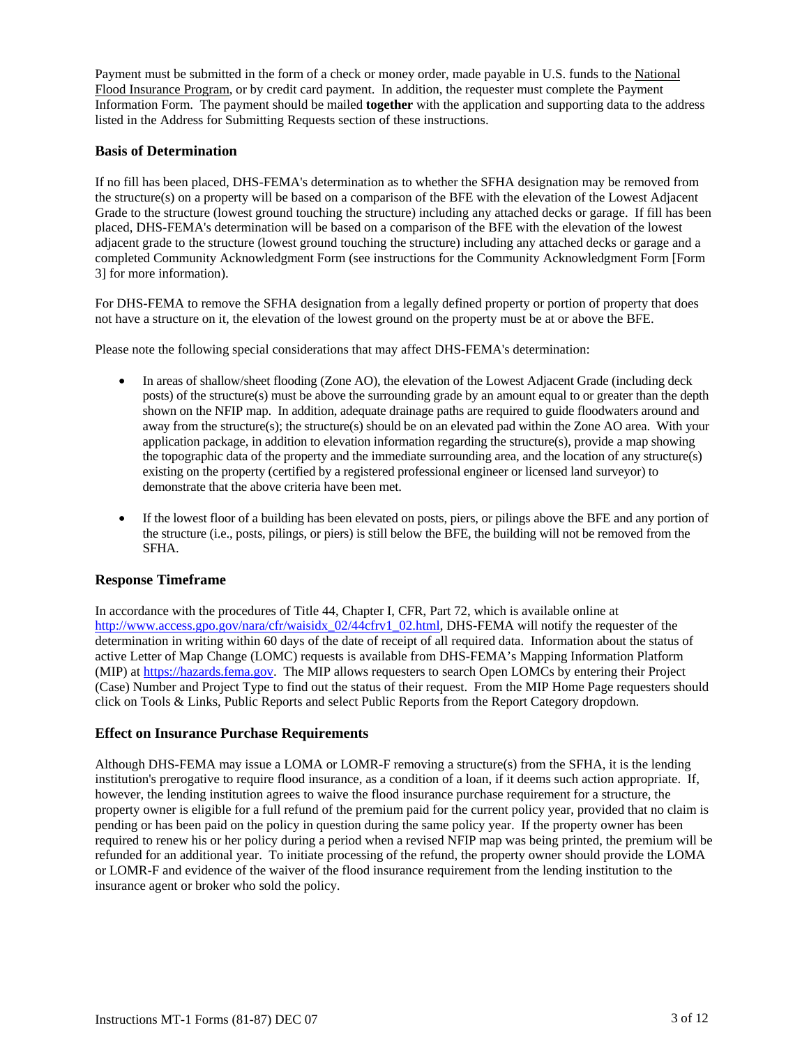Payment must be submitted in the form of a check or money order, made payable in U.S. funds to the National Flood Insurance Program, or by credit card payment. In addition, the requester must complete the Payment Information Form. The payment should be mailed **together** with the application and supporting data to the address listed in the Address for Submitting Requests section of these instructions.

### Basis of Determination

If no fill has been placed, DHS-FEMA's determination as to whether the SFHA designation may be removed from the structure(s) on a property will be based on a comparison of the BFE with the elevation of the Lowest Adjacent Grade to the structure (lowest ground touching the structure) including any attached decks or garage. If fill has been placed, DHS-FEMA's determination will be based on a comparison of the BFE with the elevation of the lowest adjacent grade to the structure (lowest ground touching the structure) including any attached decks or garage and a completed Community Acknowledgment Form (see instructions for the Community Acknowledgment Form [Form 3] for more information).

For DHS-FEMA to remove the SFHA designation from a legally defined property or portion of property that does not have a structure on it, the elevation of the lowest ground on the property must be at or above the BFE.

Please note the following special considerations that may affect DHS-FEMA's determination:

- In areas of shallow/sheet flooding (Zone AO), the elevation of the Lowest Adjacent Grade (including deck posts) of the structure(s) must be above the surrounding grade by an amount equal to or greater than the depth shown on the NFIP map. In addition, adequate drainage paths are required to guide floodwaters around and away from the structure(s); the structure(s) should be on an elevated pad within the Zone AO area. With your application package, in addition to elevation information regarding the structure(s), provide a map showing the topographic data of the property and the immediate surrounding area, and the location of any structure(s) existing on the property (certified by a registered professional engineer or licensed land surveyor) to demonstrate that the above criteria have been met.

- If the lowest floor of a building has been elevated on posts, piers, or pilings above the BFE and any portion of the structure (i.e., posts, pilings, or piers) is still below the BFE, the building will not be removed from the SFHA.

### Response Timeframe

In accordance with the procedures of Title 44, Chapter I, CFR, Part 72, which is available online at http://www.access.gpo.gov/nara/cfr/waisidx_02/44cfrv1_02.html, DHS-FEMA will notify the requester of the determination in writing within 60 days of the date of receipt of all required data. Information about the status of active Letter of Map Change (LOMC) requests is available from DHS-FEMA's Mapping Information Platform (MIP) at https://hazards.fema.gov. The MIP allows requesters to search Open LOMCs by entering their Project (Case) Number and Project Type to find out the status of their request. From the MIP Home Page requesters should click on Tools & Links, Public Reports and select Public Reports from the Report Category dropdown.

### Effect on Insurance Purchase Requirements

Although DHS-FEMA may issue a LOMA or LOMR-F removing a structure(s) from the SFHA, it is the lending institution's prerogative to require flood insurance, as a condition of a loan, if it deems such action appropriate. If, however, the lending institution agrees to waive the flood insurance purchase requirement for a structure, the property owner is eligible for a full refund of the premium paid for the current policy year, provided that no claim is pending or has been paid on the policy in question during the same policy year. If the property owner has been required to renew his or her policy during a period when a revised NFIP map was being printed, the premium will be refunded for an additional year. To initiate processing of the refund, the property owner should provide the LOMA or LOMR-F and evidence of the waiver of the flood insurance requirement from the lending institution to the insurance agent or broker who sold the policy.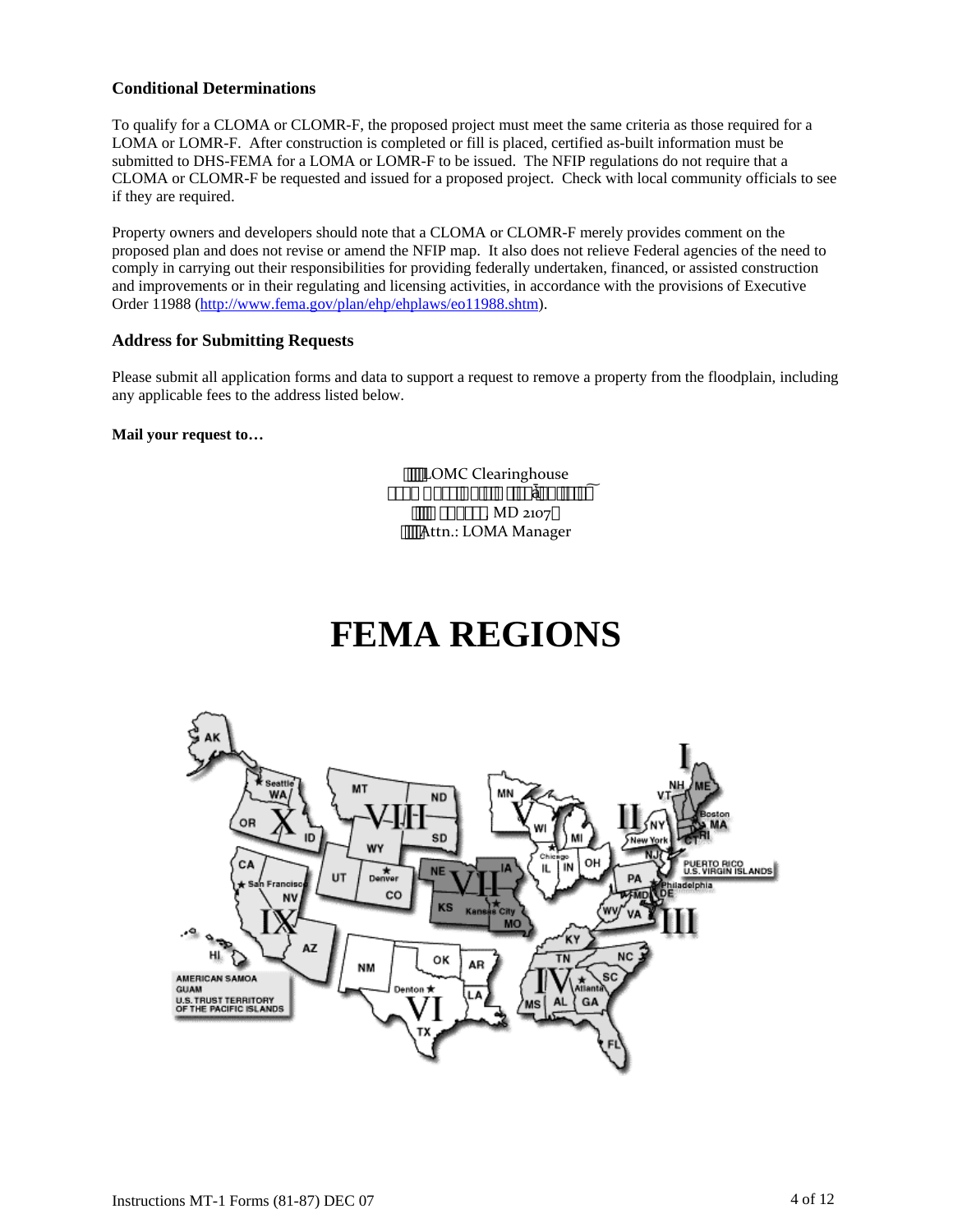### Conditional Determinations

To qualify for a CLOMA or CLOMR-F, the proposed project must meet the same criteria as those required for a LOMA or LOMR-F. After construction is completed or fill is placed, certified as-built information must be submitted to DHS-FEMA for a LOMA or LOMR-F to be issued. The NFIP regulations do not require that a CLOMA or CLOMR-F be requested and issued for a proposed project. Check with local community officials to see if they are required.

Property owners and developers should note that a CLOMA or CLOMR-F merely provides comment on the proposed plan and does not revise or amend the NFIP map. It also does not relieve Federal agencies of the need to comply in carrying out their responsibilities for providing federally undertaken, financed, or assisted construction and improvements or in their regulating and licensing activities, in accordance with the provisions of Executive Order 11988 (http://www.fema.gov/plan/ehp/ehplaws/eo11988.shtm).

### Address for Submitting Requests

Please submit all application forms and data to support a request to remove a property from the floodplain, including any applicable fees to the address listed below.

**Mail your request to…**

LOMC Clearinghouse
MD 2107
Attn.: LOMA Manager

# FEMA REGIONS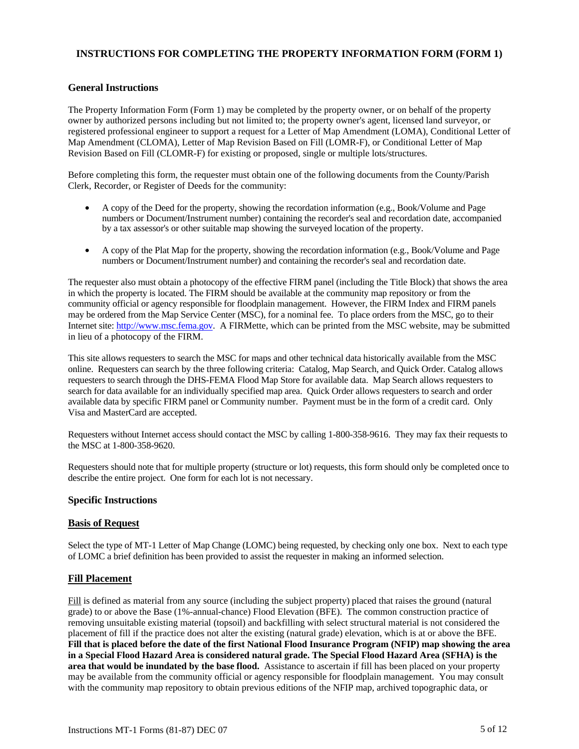# INSTRUCTIONS FOR COMPLETING THE PROPERTY INFORMATION FORM (FORM 1)

## General Instructions

The Property Information Form (Form 1) may be completed by the property owner, or on behalf of the property owner by authorized persons including but not limited to; the property owner's agent, licensed land surveyor, or registered professional engineer to support a request for a Letter of Map Amendment (LOMA), Conditional Letter of Map Amendment (CLOMA), Letter of Map Revision Based on Fill (LOMR-F), or Conditional Letter of Map Revision Based on Fill (CLOMR-F) for existing or proposed, single or multiple lots/structures.

Before completing this form, the requester must obtain one of the following documents from the County/Parish Clerk, Recorder, or Register of Deeds for the community:

- A copy of the Deed for the property, showing the recordation information (e.g., Book/Volume and Page numbers or Document/Instrument number) containing the recorder's seal and recordation date, accompanied by a tax assessor's or other suitable map showing the surveyed location of the property.
- A copy of the Plat Map for the property, showing the recordation information (e.g., Book/Volume and Page numbers or Document/Instrument number) and containing the recorder's seal and recordation date.

The requester also must obtain a photocopy of the effective FIRM panel (including the Title Block) that shows the area in which the property is located. The FIRM should be available at the community map repository or from the community official or agency responsible for floodplain management. However, the FIRM Index and FIRM panels may be ordered from the Map Service Center (MSC), for a nominal fee. To place orders from the MSC, go to their Internet site: [http://www.msc.fema.gov](http://www.msc.fema.gov). A FIRMette, which can be printed from the MSC website, may be submitted in lieu of a photocopy of the FIRM.

This site allows requesters to search the MSC for maps and other technical data historically available from the MSC online. Requesters can search by the three following criteria: Catalog, Map Search, and Quick Order. Catalog allows requesters to search through the DHS-FEMA Flood Map Store for available data. Map Search allows requesters to search for data available for an individually specified map area. Quick Order allows requesters to search and order available data by specific FIRM panel or Community number. Payment must be in the form of a credit card. Only Visa and MasterCard are accepted.

Requesters without Internet access should contact the MSC by calling 1-800-358-9616. They may fax their requests to the MSC at 1-800-358-9620.

Requesters should note that for multiple property (structure or lot) requests, this form should only be completed once to describe the entire project. One form for each lot is not necessary.

## Specific Instructions

### Basis of Request

Select the type of MT-1 Letter of Map Change (LOMC) being requested, by checking only one box. Next to each type of LOMC a brief definition has been provided to assist the requester in making an informed selection.

### Fill Placement

Fill is defined as material from any source (including the subject property) placed that raises the ground (natural grade) to or above the Base (1%-annual-chance) Flood Elevation (BFE). The common construction practice of removing unsuitable existing material (topsoil) and backfilling with select structural material is not considered the placement of fill if the practice does not alter the existing (natural grade) elevation, which is at or above the BFE. **Fill that is placed before the date of the first National Flood Insurance Program (NFIP) map showing the area in a Special Flood Hazard Area is considered natural grade. The Special Flood Hazard Area (SFHA) is the area that would be inundated by the base flood.** Assistance to ascertain if fill has been placed on your property may be available from the community official or agency responsible for floodplain management. You may consult with the community map repository to obtain previous editions of the NFIP map, archived topographic data, or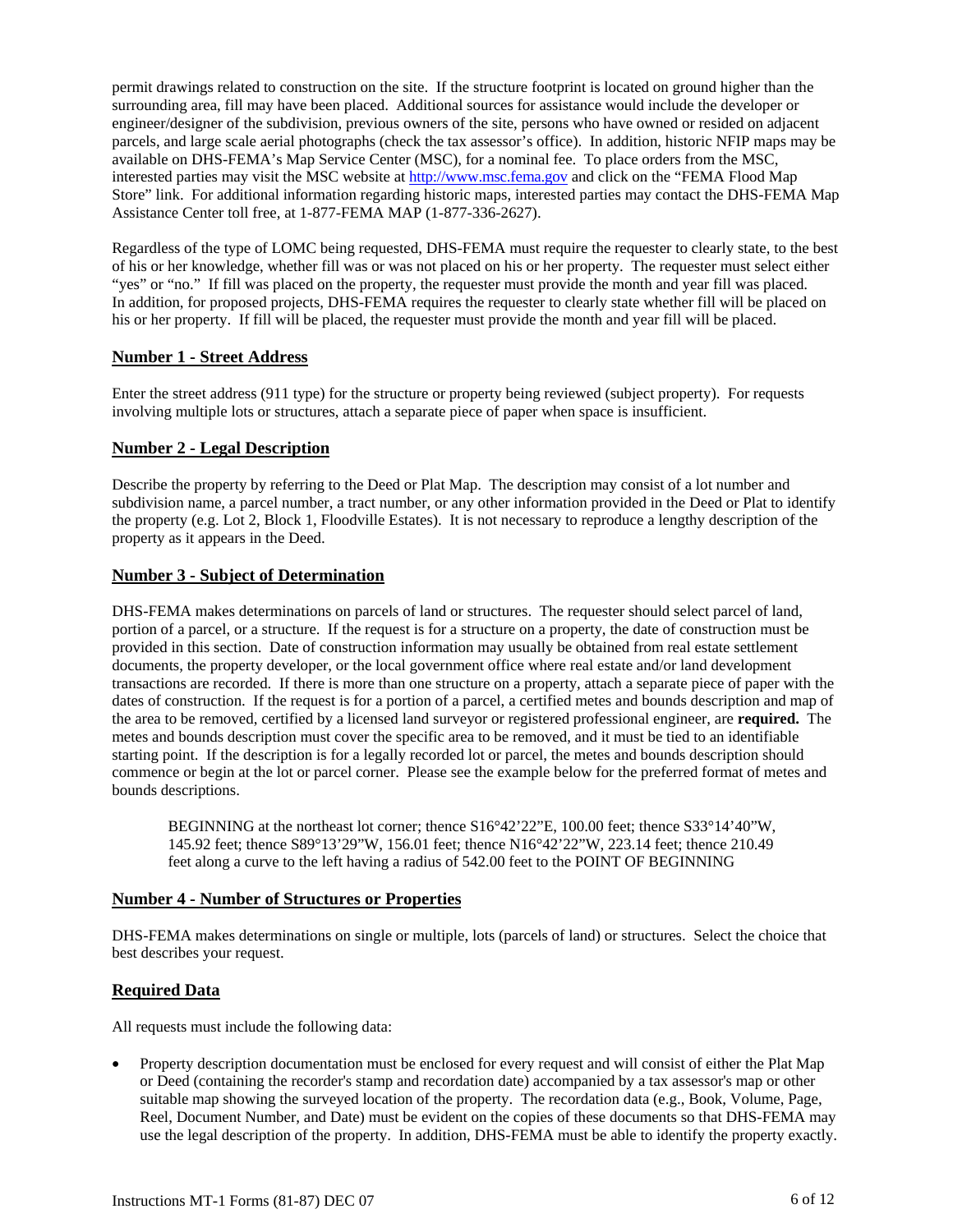permit drawings related to construction on the site. If the structure footprint is located on ground higher than the surrounding area, fill may have been placed. Additional sources for assistance would include the developer or engineer/designer of the subdivision, previous owners of the site, persons who have owned or resided on adjacent parcels, and large scale aerial photographs (check the tax assessor's office). In addition, historic NFIP maps may be available on DHS-FEMA's Map Service Center (MSC), for a nominal fee. To place orders from the MSC, interested parties may visit the MSC website at http://www.msc.fema.gov and click on the "FEMA Flood Map Store" link. For additional information regarding historic maps, interested parties may contact the DHS-FEMA Map Assistance Center toll free, at 1-877-FEMA MAP (1-877-336-2627).

Regardless of the type of LOMC being requested, DHS-FEMA must require the requester to clearly state, to the best of his or her knowledge, whether fill was or was not placed on his or her property. The requester must select either "yes" or "no." If fill was placed on the property, the requester must provide the month and year fill was placed. In addition, for proposed projects, DHS-FEMA requires the requester to clearly state whether fill will be placed on his or her property. If fill will be placed, the requester must provide the month and year fill will be placed.

## Number 1 - Street Address

Enter the street address (911 type) for the structure or property being reviewed (subject property). For requests involving multiple lots or structures, attach a separate piece of paper when space is insufficient.

## Number 2 - Legal Description

Describe the property by referring to the Deed or Plat Map. The description may consist of a lot number and subdivision name, a parcel number, a tract number, or any other information provided in the Deed or Plat to identify the property (e.g. Lot 2, Block 1, Floodville Estates). It is not necessary to reproduce a lengthy description of the property as it appears in the Deed.

## Number 3 - Subject of Determination

DHS-FEMA makes determinations on parcels of land or structures. The requester should select parcel of land, portion of a parcel, or a structure. If the request is for a structure on a property, the date of construction must be provided in this section. Date of construction information may usually be obtained from real estate settlement documents, the property developer, or the local government office where real estate and/or land development transactions are recorded. If there is more than one structure on a property, attach a separate piece of paper with the dates of construction. If the request is for a portion of a parcel, a certified metes and bounds description and map of the area to be removed, certified by a licensed land surveyor or registered professional engineer, are **required.** The metes and bounds description must cover the specific area to be removed, and it must be tied to an identifiable starting point. If the description is for a legally recorded lot or parcel, the metes and bounds description should commence or begin at the lot or parcel corner. Please see the example below for the preferred format of metes and bounds descriptions.

> BEGINNING at the northeast lot corner; thence S16°42'22"E, 100.00 feet; thence S33°14'40"W, 145.92 feet; thence S89°13'29"W, 156.01 feet; thence N16°42'22"W, 223.14 feet; thence 210.49 feet along a curve to the left having a radius of 542.00 feet to the POINT OF BEGINNING

## Number 4 - Number of Structures or Properties

DHS-FEMA makes determinations on single or multiple, lots (parcels of land) or structures. Select the choice that best describes your request.

## Required Data

All requests must include the following data:

- Property description documentation must be enclosed for every request and will consist of either the Plat Map or Deed (containing the recorder's stamp and recordation date) accompanied by a tax assessor's map or other suitable map showing the surveyed location of the property. The recordation data (e.g., Book, Volume, Page, Reel, Document Number, and Date) must be evident on the copies of these documents so that DHS-FEMA may use the legal description of the property. In addition, DHS-FEMA must be able to identify the property exactly.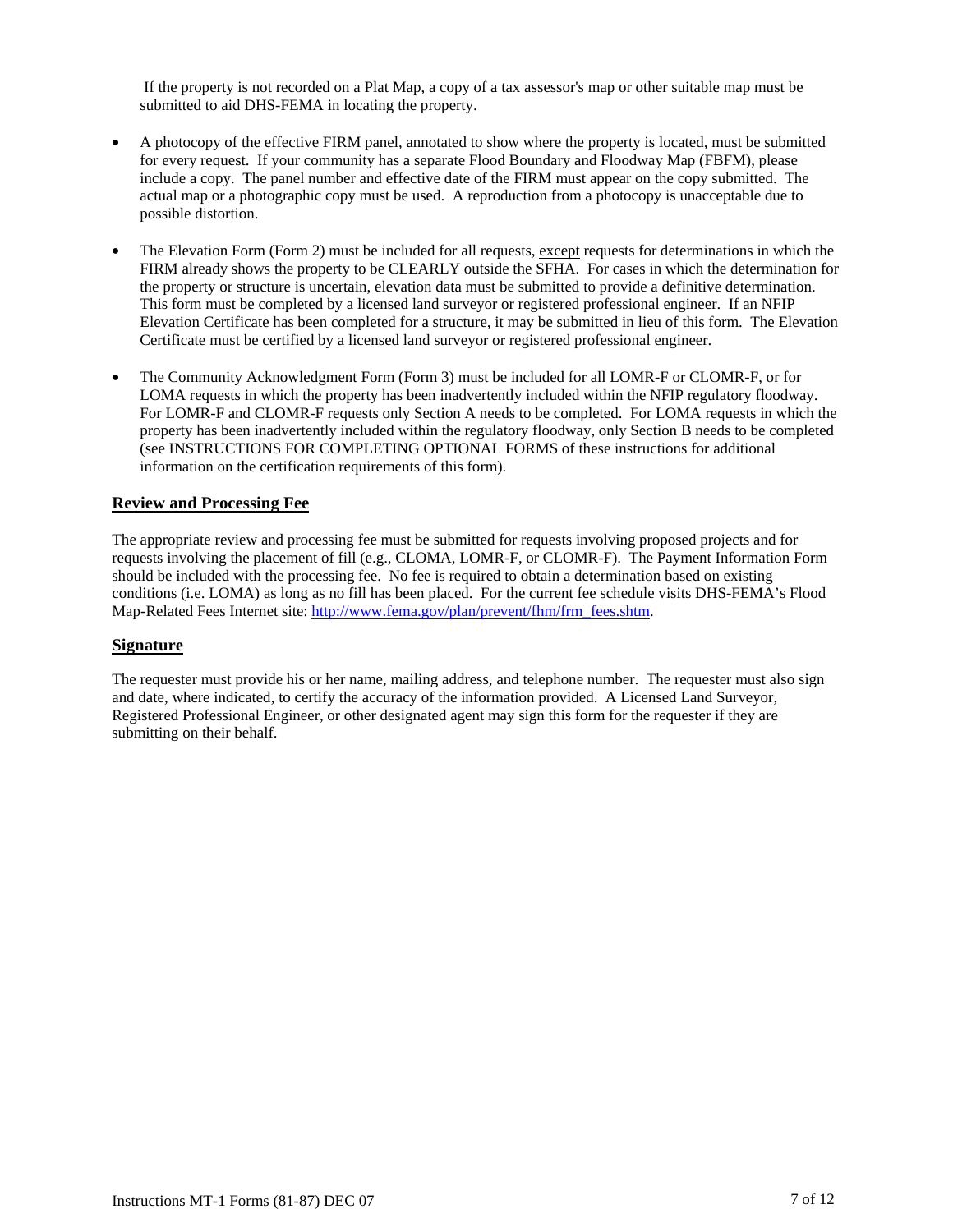If the property is not recorded on a Plat Map, a copy of a tax assessor's map or other suitable map must be submitted to aid DHS-FEMA in locating the property.

- A photocopy of the effective FIRM panel, annotated to show where the property is located, must be submitted for every request. If your community has a separate Flood Boundary and Floodway Map (FBFM), please include a copy. The panel number and effective date of the FIRM must appear on the copy submitted. The actual map or a photographic copy must be used. A reproduction from a photocopy is unacceptable due to possible distortion.

- The Elevation Form (Form 2) must be included for all requests, except requests for determinations in which the FIRM already shows the property to be CLEARLY outside the SFHA. For cases in which the determination for the property or structure is uncertain, elevation data must be submitted to provide a definitive determination. This form must be completed by a licensed land surveyor or registered professional engineer. If an NFIP Elevation Certificate has been completed for a structure, it may be submitted in lieu of this form. The Elevation Certificate must be certified by a licensed land surveyor or registered professional engineer.

- The Community Acknowledgment Form (Form 3) must be included for all LOMR-F or CLOMR-F, or for LOMA requests in which the property has been inadvertently included within the NFIP regulatory floodway. For LOMR-F and CLOMR-F requests only Section A needs to be completed. For LOMA requests in which the property has been inadvertently included within the regulatory floodway, only Section B needs to be completed (see INSTRUCTIONS FOR COMPLETING OPTIONAL FORMS of these instructions for additional information on the certification requirements of this form).

## Review and Processing Fee

The appropriate review and processing fee must be submitted for requests involving proposed projects and for requests involving the placement of fill (e.g., CLOMA, LOMR-F, or CLOMR-F). The Payment Information Form should be included with the processing fee. No fee is required to obtain a determination based on existing conditions (i.e. LOMA) as long as no fill has been placed. For the current fee schedule visits DHS-FEMA's Flood Map-Related Fees Internet site: http://www.fema.gov/plan/prevent/fhm/frm_fees.shtm.

## Signature

The requester must provide his or her name, mailing address, and telephone number. The requester must also sign and date, where indicated, to certify the accuracy of the information provided. A Licensed Land Surveyor, Registered Professional Engineer, or other designated agent may sign this form for the requester if they are submitting on their behalf.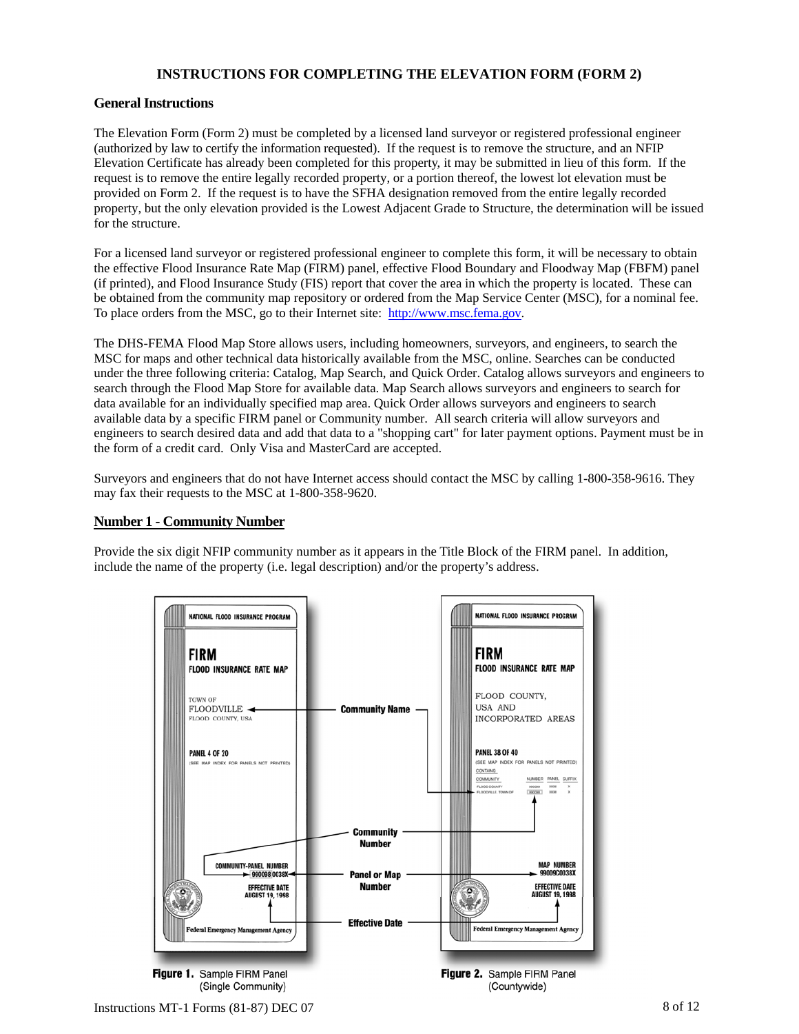# INSTRUCTIONS FOR COMPLETING THE ELEVATION FORM (FORM 2)

## General Instructions

The Elevation Form (Form 2) must be completed by a licensed land surveyor or registered professional engineer (authorized by law to certify the information requested). If the request is to remove the structure, and an NFIP Elevation Certificate has already been completed for this property, it may be submitted in lieu of this form. If the request is to remove the entire legally recorded property, or a portion thereof, the lowest lot elevation must be provided on Form 2. If the request is to have the SFHA designation removed from the entire legally recorded property, but the only elevation provided is the Lowest Adjacent Grade to Structure, the determination will be issued for the structure.

For a licensed land surveyor or registered professional engineer to complete this form, it will be necessary to obtain the effective Flood Insurance Rate Map (FIRM) panel, effective Flood Boundary and Floodway Map (FBFM) panel (if printed), and Flood Insurance Study (FIS) report that cover the area in which the property is located. These can be obtained from the community map repository or ordered from the Map Service Center (MSC), for a nominal fee. To place orders from the MSC, go to their Internet site: http://www.msc.fema.gov.

The DHS-FEMA Flood Map Store allows users, including homeowners, surveyors, and engineers, to search the MSC for maps and other technical data historically available from the MSC, online. Searches can be conducted under the three following criteria: Catalog, Map Search, and Quick Order. Catalog allows surveyors and engineers to search through the Flood Map Store for available data. Map Search allows surveyors and engineers to search for data available for an individually specified map area. Quick Order allows surveyors and engineers to search available data by a specific FIRM panel or Community number. All search criteria will allow surveyors and engineers to search desired data and add that data to a "shopping cart" for later payment options. Payment must be in the form of a credit card. Only Visa and MasterCard are accepted.

Surveyors and engineers that do not have Internet access should contact the MSC by calling 1-800-358-9616. They may fax their requests to the MSC at 1-800-358-9620.

## Number 1 - Community Number

Provide the six digit NFIP community number as it appears in the Title Block of the FIRM panel. In addition, include the name of the property (i.e. legal description) and/or the property's address.

**Figure 1.** Sample FIRM Panel (Single Community)

**Figure 2.** Sample FIRM Panel (Countywide)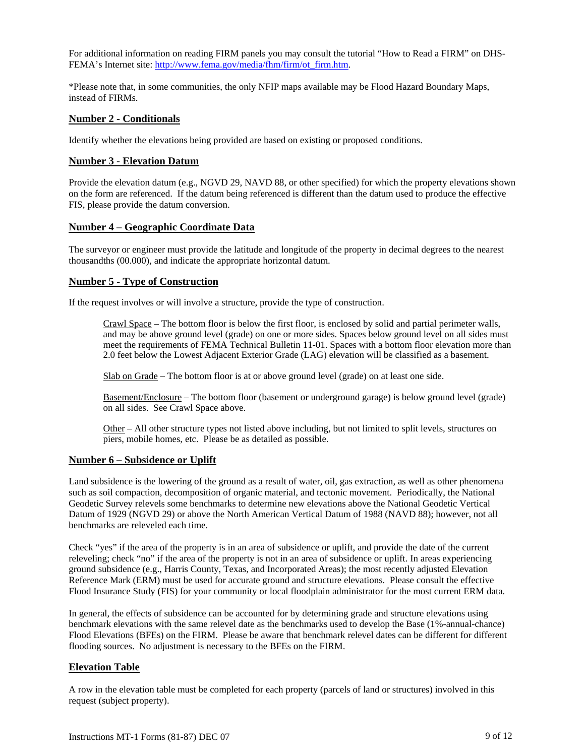For additional information on reading FIRM panels you may consult the tutorial "How to Read a FIRM" on DHS-FEMA's Internet site: [http://www.fema.gov/media/fhm/firm/ot_firm.htm](http://www.fema.gov/media/fhm/firm/ot_firm.htm).

*Please note that, in some communities, the only NFIP maps available may be Flood Hazard Boundary Maps, instead of FIRMs.

## Number 2 - Conditionals

Identify whether the elevations being provided are based on existing or proposed conditions.

## Number 3 - Elevation Datum

Provide the elevation datum (e.g., NGVD 29, NAVD 88, or other specified) for which the property elevations shown on the form are referenced. If the datum being referenced is different than the datum used to produce the effective FIS, please provide the datum conversion.

## Number 4 – Geographic Coordinate Data

The surveyor or engineer must provide the latitude and longitude of the property in decimal degrees to the nearest thousandths (00.000), and indicate the appropriate horizontal datum.

## Number 5 - Type of Construction

If the request involves or will involve a structure, provide the type of construction.

Crawl Space – The bottom floor is below the first floor, is enclosed by solid and partial perimeter walls, and may be above ground level (grade) on one or more sides. Spaces below ground level on all sides must meet the requirements of FEMA Technical Bulletin 11-01. Spaces with a bottom floor elevation more than 2.0 feet below the Lowest Adjacent Exterior Grade (LAG) elevation will be classified as a basement.

Slab on Grade – The bottom floor is at or above ground level (grade) on at least one side.

Basement/Enclosure – The bottom floor (basement or underground garage) is below ground level (grade) on all sides. See Crawl Space above.

Other – All other structure types not listed above including, but not limited to split levels, structures on piers, mobile homes, etc. Please be as detailed as possible.

## Number 6 – Subsidence or Uplift

Land subsidence is the lowering of the ground as a result of water, oil, gas extraction, as well as other phenomena such as soil compaction, decomposition of organic material, and tectonic movement. Periodically, the National Geodetic Survey relevels some benchmarks to determine new elevations above the National Geodetic Vertical Datum of 1929 (NGVD 29) or above the North American Vertical Datum of 1988 (NAVD 88); however, not all benchmarks are releveled each time.

Check "yes" if the area of the property is in an area of subsidence or uplift, and provide the date of the current releveling; check "no" if the area of the property is not in an area of subsidence or uplift. In areas experiencing ground subsidence (e.g., Harris County, Texas, and Incorporated Areas); the most recently adjusted Elevation Reference Mark (ERM) must be used for accurate ground and structure elevations. Please consult the effective Flood Insurance Study (FIS) for your community or local floodplain administrator for the most current ERM data.

In general, the effects of subsidence can be accounted for by determining grade and structure elevations using benchmark elevations with the same relevel date as the benchmarks used to develop the Base (1%-annual-chance) Flood Elevations (BFEs) on the FIRM. Please be aware that benchmark relevel dates can be different for different flooding sources. No adjustment is necessary to the BFEs on the FIRM.

## Elevation Table

A row in the elevation table must be completed for each property (parcels of land or structures) involved in this request (subject property).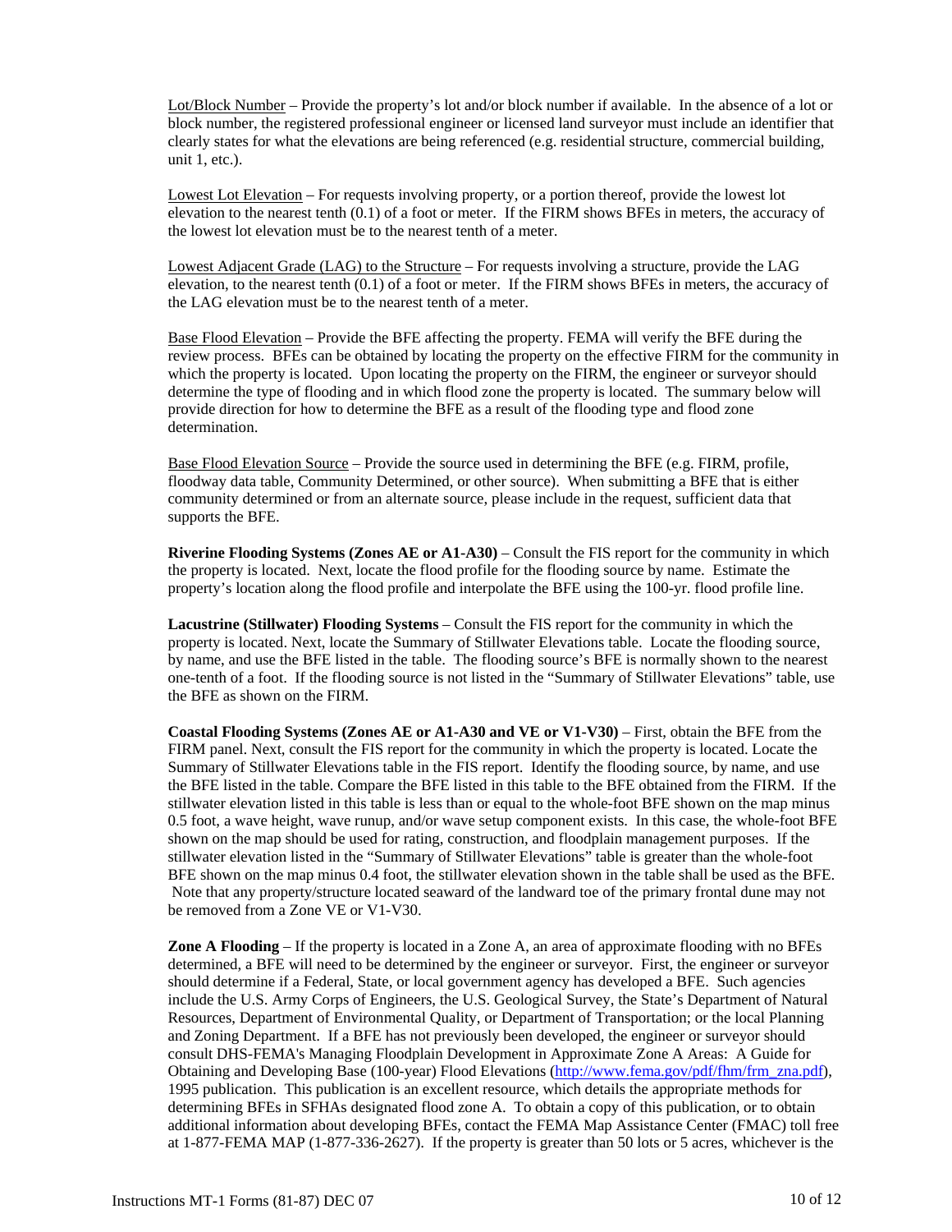Lot/Block Number – Provide the property's lot and/or block number if available. In the absence of a lot or block number, the registered professional engineer or licensed land surveyor must include an identifier that clearly states for what the elevations are being referenced (e.g. residential structure, commercial building, unit 1, etc.).

Lowest Lot Elevation – For requests involving property, or a portion thereof, provide the lowest lot elevation to the nearest tenth (0.1) of a foot or meter. If the FIRM shows BFEs in meters, the accuracy of the lowest lot elevation must be to the nearest tenth of a meter.

Lowest Adjacent Grade (LAG) to the Structure – For requests involving a structure, provide the LAG elevation, to the nearest tenth (0.1) of a foot or meter. If the FIRM shows BFEs in meters, the accuracy of the LAG elevation must be to the nearest tenth of a meter.

Base Flood Elevation – Provide the BFE affecting the property. FEMA will verify the BFE during the review process. BFEs can be obtained by locating the property on the effective FIRM for the community in which the property is located. Upon locating the property on the FIRM, the engineer or surveyor should determine the type of flooding and in which flood zone the property is located. The summary below will provide direction for how to determine the BFE as a result of the flooding type and flood zone determination.

Base Flood Elevation Source – Provide the source used in determining the BFE (e.g. FIRM, profile, floodway data table, Community Determined, or other source). When submitting a BFE that is either community determined or from an alternate source, please include in the request, sufficient data that supports the BFE.

**Riverine Flooding Systems (Zones AE or A1-A30)** – Consult the FIS report for the community in which the property is located. Next, locate the flood profile for the flooding source by name. Estimate the property's location along the flood profile and interpolate the BFE using the 100-yr. flood profile line.

**Lacustrine (Stillwater) Flooding Systems** – Consult the FIS report for the community in which the property is located. Next, locate the Summary of Stillwater Elevations table. Locate the flooding source, by name, and use the BFE listed in the table. The flooding source's BFE is normally shown to the nearest one-tenth of a foot. If the flooding source is not listed in the "Summary of Stillwater Elevations" table, use the BFE as shown on the FIRM.

**Coastal Flooding Systems (Zones AE or A1-A30 and VE or V1-V30)** – First, obtain the BFE from the FIRM panel. Next, consult the FIS report for the community in which the property is located. Locate the Summary of Stillwater Elevations table in the FIS report. Identify the flooding source, by name, and use the BFE listed in the table. Compare the BFE listed in this table to the BFE obtained from the FIRM. If the stillwater elevation listed in this table is less than or equal to the whole-foot BFE shown on the map minus 0.5 foot, a wave height, wave runup, and/or wave setup component exists. In this case, the whole-foot BFE shown on the map should be used for rating, construction, and floodplain management purposes. If the stillwater elevation listed in the "Summary of Stillwater Elevations" table is greater than the whole-foot BFE shown on the map minus 0.4 foot, the stillwater elevation shown in the table shall be used as the BFE. Note that any property/structure located seaward of the landward toe of the primary frontal dune may not be removed from a Zone VE or V1-V30.

**Zone A Flooding** – If the property is located in a Zone A, an area of approximate flooding with no BFEs determined, a BFE will need to be determined by the engineer or surveyor. First, the engineer or surveyor should determine if a Federal, State, or local government agency has developed a BFE. Such agencies include the U.S. Army Corps of Engineers, the U.S. Geological Survey, the State's Department of Natural Resources, Department of Environmental Quality, or Department of Transportation; or the local Planning and Zoning Department. If a BFE has not previously been developed, the engineer or surveyor should consult DHS-FEMA's Managing Floodplain Development in Approximate Zone A Areas: A Guide for Obtaining and Developing Base (100-year) Flood Elevations (http://www.fema.gov/pdf/fhm/frm_zna.pdf), 1995 publication. This publication is an excellent resource, which details the appropriate methods for determining BFEs in SFHAs designated flood zone A. To obtain a copy of this publication, or to obtain additional information about developing BFEs, contact the FEMA Map Assistance Center (FMAC) toll free at 1-877-FEMA MAP (1-877-336-2627). If the property is greater than 50 lots or 5 acres, whichever is the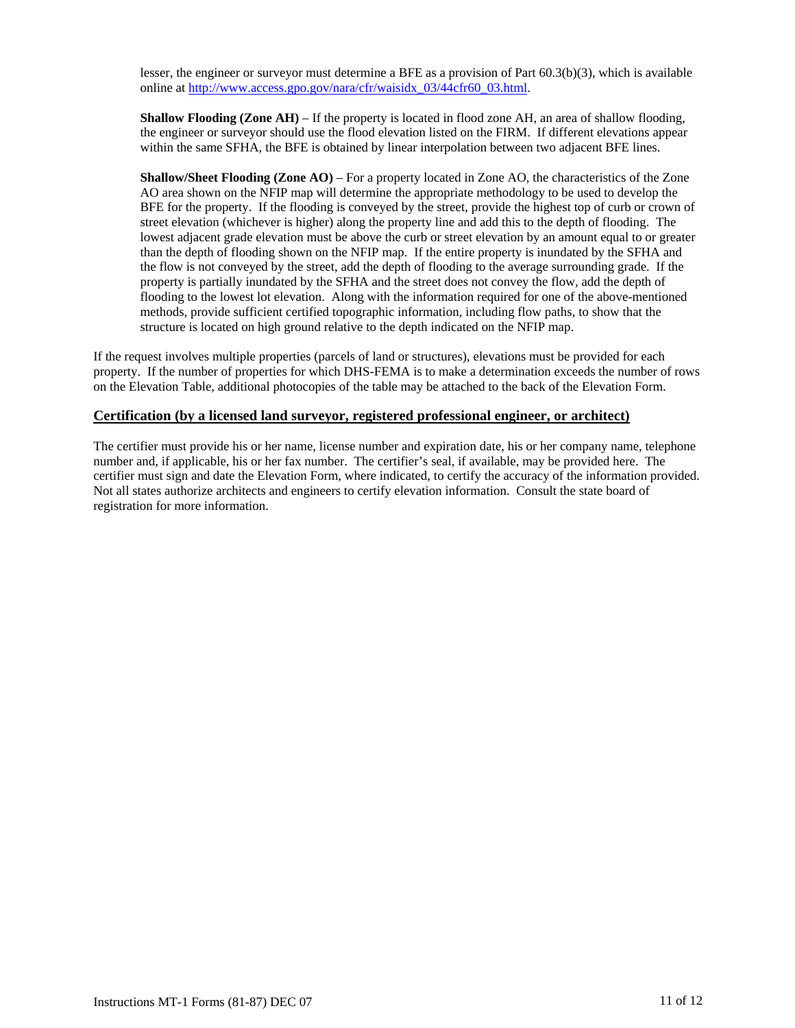lesser, the engineer or surveyor must determine a BFE as a provision of Part 60.3(b)(3), which is available online at [http://www.access.gpo.gov/nara/cfr/waisidx_03/44cfr60_03.html](http://www.access.gpo.gov/nara/cfr/waisidx_03/44cfr60_03.html).

**Shallow Flooding (Zone AH)** – If the property is located in flood zone AH, an area of shallow flooding, the engineer or surveyor should use the flood elevation listed on the FIRM. If different elevations appear within the same SFHA, the BFE is obtained by linear interpolation between two adjacent BFE lines.

**Shallow/Sheet Flooding (Zone AO)** – For a property located in Zone AO, the characteristics of the Zone AO area shown on the NFIP map will determine the appropriate methodology to be used to develop the BFE for the property. If the flooding is conveyed by the street, provide the highest top of curb or crown of street elevation (whichever is higher) along the property line and add this to the depth of flooding. The lowest adjacent grade elevation must be above the curb or street elevation by an amount equal to or greater than the depth of flooding shown on the NFIP map. If the entire property is inundated by the SFHA and the flow is not conveyed by the street, add the depth of flooding to the average surrounding grade. If the property is partially inundated by the SFHA and the street does not convey the flow, add the depth of flooding to the lowest lot elevation. Along with the information required for one of the above-mentioned methods, provide sufficient certified topographic information, including flow paths, to show that the structure is located on high ground relative to the depth indicated on the NFIP map.

If the request involves multiple properties (parcels of land or structures), elevations must be provided for each property. If the number of properties for which DHS-FEMA is to make a determination exceeds the number of rows on the Elevation Table, additional photocopies of the table may be attached to the back of the Elevation Form.

## Certification (by a licensed land surveyor, registered professional engineer, or architect)

The certifier must provide his or her name, license number and expiration date, his or her company name, telephone number and, if applicable, his or her fax number. The certifier's seal, if available, may be provided here. The certifier must sign and date the Elevation Form, where indicated, to certify the accuracy of the information provided. Not all states authorize architects and engineers to certify elevation information. Consult the state board of registration for more information.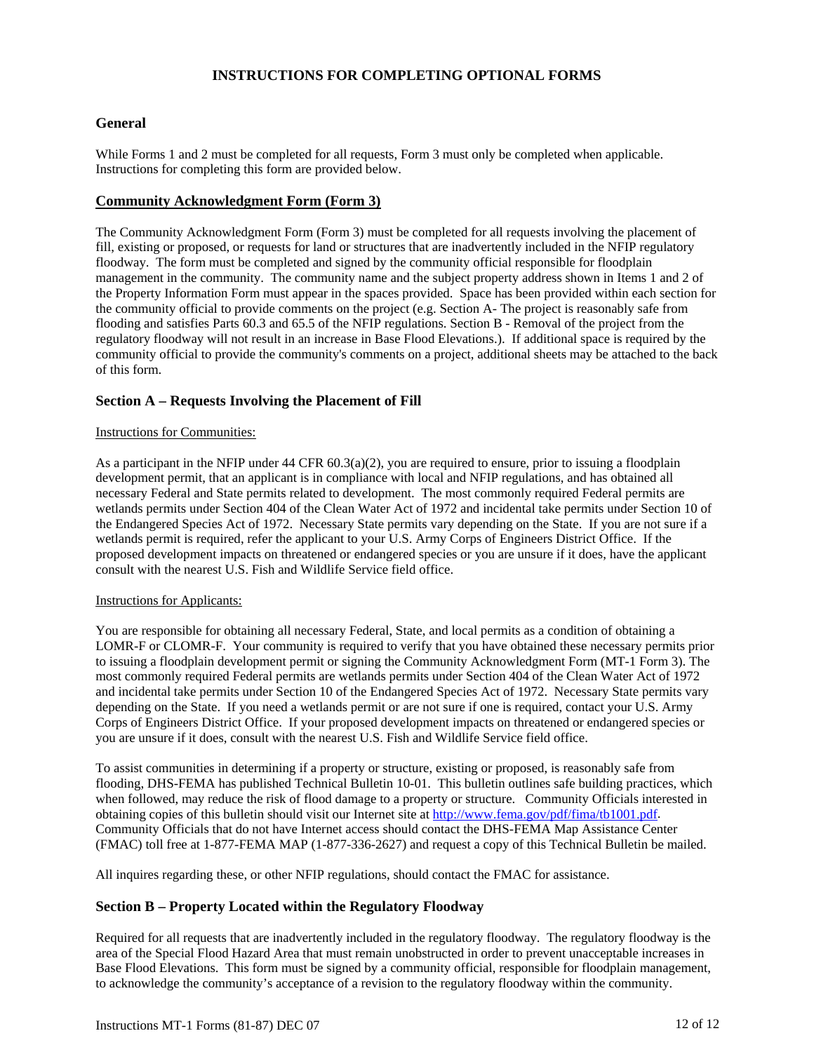# INSTRUCTIONS FOR COMPLETING OPTIONAL FORMS

## General

While Forms 1 and 2 must be completed for all requests, Form 3 must only be completed when applicable. Instructions for completing this form are provided below.

## Community Acknowledgment Form (Form 3)

The Community Acknowledgment Form (Form 3) must be completed for all requests involving the placement of fill, existing or proposed, or requests for land or structures that are inadvertently included in the NFIP regulatory floodway. The form must be completed and signed by the community official responsible for floodplain management in the community. The community name and the subject property address shown in Items 1 and 2 of the Property Information Form must appear in the spaces provided. Space has been provided within each section for the community official to provide comments on the project (e.g. Section A- The project is reasonably safe from flooding and satisfies Parts 60.3 and 65.5 of the NFIP regulations. Section B - Removal of the project from the regulatory floodway will not result in an increase in Base Flood Elevations.). If additional space is required by the community official to provide the community's comments on a project, additional sheets may be attached to the back of this form.

## Section A – Requests Involving the Placement of Fill

Instructions for Communities:

As a participant in the NFIP under 44 CFR 60.3(a)(2), you are required to ensure, prior to issuing a floodplain development permit, that an applicant is in compliance with local and NFIP regulations, and has obtained all necessary Federal and State permits related to development. The most commonly required Federal permits are wetlands permits under Section 404 of the Clean Water Act of 1972 and incidental take permits under Section 10 of the Endangered Species Act of 1972. Necessary State permits vary depending on the State. If you are not sure if a wetlands permit is required, refer the applicant to your U.S. Army Corps of Engineers District Office. If the proposed development impacts on threatened or endangered species or you are unsure if it does, have the applicant consult with the nearest U.S. Fish and Wildlife Service field office.

Instructions for Applicants:

You are responsible for obtaining all necessary Federal, State, and local permits as a condition of obtaining a LOMR-F or CLOMR-F. Your community is required to verify that you have obtained these necessary permits prior to issuing a floodplain development permit or signing the Community Acknowledgment Form (MT-1 Form 3). The most commonly required Federal permits are wetlands permits under Section 404 of the Clean Water Act of 1972 and incidental take permits under Section 10 of the Endangered Species Act of 1972. Necessary State permits vary depending on the State. If you need a wetlands permit or are not sure if one is required, contact your U.S. Army Corps of Engineers District Office. If your proposed development impacts on threatened or endangered species or you are unsure if it does, consult with the nearest U.S. Fish and Wildlife Service field office.

To assist communities in determining if a property or structure, existing or proposed, is reasonably safe from flooding, DHS-FEMA has published Technical Bulletin 10-01. This bulletin outlines safe building practices, which when followed, may reduce the risk of flood damage to a property or structure. Community Officials interested in obtaining copies of this bulletin should visit our Internet site at http://www.fema.gov/pdf/fima/tb1001.pdf. Community Officials that do not have Internet access should contact the DHS-FEMA Map Assistance Center (FMAC) toll free at 1-877-FEMA MAP (1-877-336-2627) and request a copy of this Technical Bulletin be mailed.

All inquires regarding these, or other NFIP regulations, should contact the FMAC for assistance.

## Section B – Property Located within the Regulatory Floodway

Required for all requests that are inadvertently included in the regulatory floodway. The regulatory floodway is the area of the Special Flood Hazard Area that must remain unobstructed in order to prevent unacceptable increases in Base Flood Elevations. This form must be signed by a community official, responsible for floodplain management, to acknowledge the community's acceptance of a revision to the regulatory floodway within the community.

Instructions MT-1 Forms (81-87) DEC 07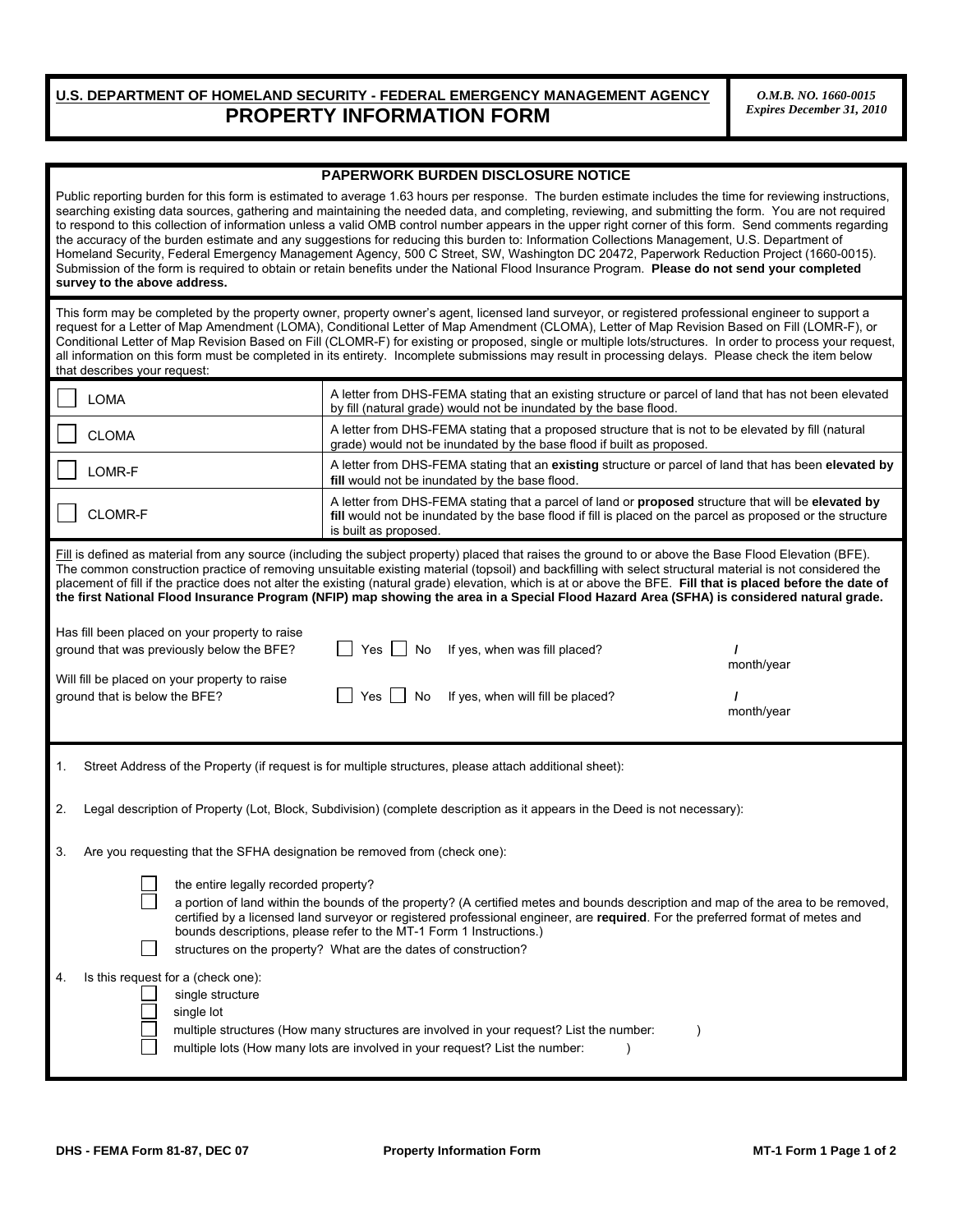**U.S. DEPARTMENT OF HOMELAND SECURITY - FEDERAL EMERGENCY MANAGEMENT AGENCY**

# PROPERTY INFORMATION FORM

*O.M.B. NO. 1660-0015*
*Expires December 31, 2010*

## PAPERWORK BURDEN DISCLOSURE NOTICE

Public reporting burden for this form is estimated to average 1.63 hours per response. The burden estimate includes the time for reviewing instructions, searching existing data sources, gathering and maintaining the needed data, and completing, reviewing, and submitting the form. You are not required to respond to this collection of information unless a valid OMB control number appears in the upper right corner of this form. Send comments regarding the accuracy of the burden estimate and any suggestions for reducing this burden to: Information Collections Management, U.S. Department of Homeland Security, Federal Emergency Management Agency, 500 C Street, SW, Washington DC 20472, Paperwork Reduction Project (1660-0015). Submission of the form is required to obtain or retain benefits under the National Flood Insurance Program. **Please do not send your completed survey to the above address.**

This form may be completed by the property owner, property owner's agent, licensed land surveyor, or registered professional engineer to support a request for a Letter of Map Amendment (LOMA), Conditional Letter of Map Amendment (CLOMA), Letter of Map Revision Based on Fill (LOMR-F), or Conditional Letter of Map Revision Based on Fill (CLOMR-F) for existing or proposed, single or multiple lots/structures. In order to process your request, all information on this form must be completed in its entirety. Incomplete submissions may result in processing delays. Please check the item below that describes your request:

| | |
|---|---|
| ☐ LOMA | A letter from DHS-FEMA stating that an existing structure or parcel of land that has not been elevated by fill (natural grade) would not be inundated by the base flood. |
| ☐ CLOMA | A letter from DHS-FEMA stating that a proposed structure that is not to be elevated by fill (natural grade) would not be inundated by the base flood if built as proposed. |
| ☐ LOMR-F | A letter from DHS-FEMA stating that an **existing** structure or parcel of land that has been **elevated by fill** would not be inundated by the base flood. |
| ☐ CLOMR-F | A letter from DHS-FEMA stating that a parcel of land or **proposed** structure that will be **elevated by fill** would not be inundated by the base flood if fill is placed on the parcel as proposed or the structure is built as proposed. |

Fill is defined as material from any source (including the subject property) placed that raises the ground to or above the Base Flood Elevation (BFE). The common construction practice of removing unsuitable existing material (topsoil) and backfilling with select structural material is not considered the placement of fill if the practice does not alter the existing (natural grade) elevation, which is at or above the BFE. **Fill that is placed before the date of the first National Flood Insurance Program (NFIP) map showing the area in a Special Flood Hazard Area (SFHA) is considered natural grade.**

Has fill been placed on your property to raise ground that was previously below the BFE? ☐ Yes ☐ No If yes, when was fill placed? ____ / ____ month/year

Will fill be placed on your property to raise ground that is below the BFE? ☐ Yes ☐ No If yes, when will fill be placed? ____ / ____ month/year

1. Street Address of the Property (if request is for multiple structures, please attach additional sheet):

2. Legal description of Property (Lot, Block, Subdivision) (complete description as it appears in the Deed is not necessary):

3. Are you requesting that the SFHA designation be removed from (check one):

   ☐ the entire legally recorded property?

   ☐ a portion of land within the bounds of the property? (A certified metes and bounds description and map of the area to be removed, certified by a licensed land surveyor or registered professional engineer, are **required**. For the preferred format of metes and bounds descriptions, please refer to the MT-1 Form 1 Instructions.)

   ☐ structures on the property? What are the dates of construction?

4. Is this request for a (check one):

   ☐ single structure

   ☐ single lot

   ☐ multiple structures (How many structures are involved in your request? List the number: )

   ☐ multiple lots (How many lots are involved in your request? List the number: )

DHS - FEMA Form 81-87, DEC 07 Property Information Form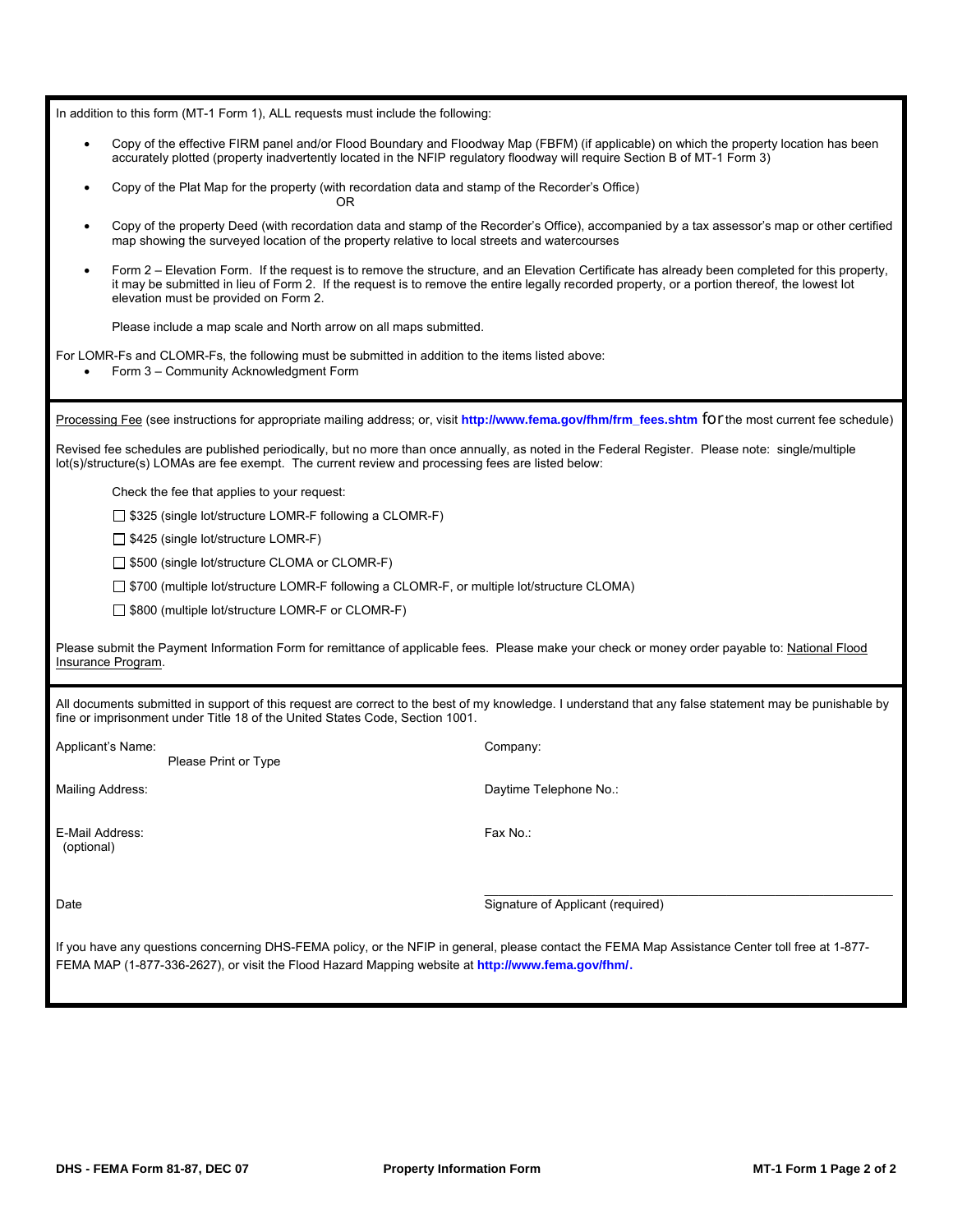In addition to this form (MT-1 Form 1), ALL requests must include the following:

- Copy of the effective FIRM panel and/or Flood Boundary and Floodway Map (FBFM) (if applicable) on which the property location has been accurately plotted (property inadvertently located in the NFIP regulatory floodway will require Section B of MT-1 Form 3)
- Copy of the Plat Map for the property (with recordation data and stamp of the Recorder's Office)

  OR
- Copy of the property Deed (with recordation data and stamp of the Recorder's Office), accompanied by a tax assessor's map or other certified map showing the surveyed location of the property relative to local streets and watercourses
- Form 2 – Elevation Form. If the request is to remove the structure, and an Elevation Certificate has already been completed for this property, it may be submitted in lieu of Form 2. If the request is to remove the entire legally recorded property, or a portion thereof, the lowest lot elevation must be provided on Form 2.

  Please include a map scale and North arrow on all maps submitted.

For LOMR-Fs and CLOMR-Fs, the following must be submitted in addition to the items listed above:

- Form 3 – Community Acknowledgment Form

Processing Fee (see instructions for appropriate mailing address; or, visit **http://www.fema.gov/fhm/frm_fees.shtm** for the most current fee schedule)

Revised fee schedules are published periodically, but no more than once annually, as noted in the Federal Register. Please note: single/multiple lot(s)/structure(s) LOMAs are fee exempt. The current review and processing fees are listed below:

Check the fee that applies to your request:

☐ $325 (single lot/structure LOMR-F following a CLOMR-F)

☐ $425 (single lot/structure LOMR-F)

☐ $500 (single lot/structure CLOMA or CLOMR-F)

☐ $700 (multiple lot/structure LOMR-F following a CLOMR-F, or multiple lot/structure CLOMA)

☐ $800 (multiple lot/structure LOMR-F or CLOMR-F)

Please submit the Payment Information Form for remittance of applicable fees. Please make your check or money order payable to: National Flood Insurance Program.

All documents submitted in support of this request are correct to the best of my knowledge. I understand that any false statement may be punishable by fine or imprisonment under Title 18 of the United States Code, Section 1001.

Applicant's Name: (Please Print or Type)

Company:

Mailing Address:

Daytime Telephone No.:

E-Mail Address: (optional)

Fax No.:

Date

Signature of Applicant (required)

If you have any questions concerning DHS-FEMA policy, or the NFIP in general, please contact the FEMA Map Assistance Center toll free at 1-877-FEMA MAP (1-877-336-2627), or visit the Flood Hazard Mapping website at **http://www.fema.gov/fhm/.**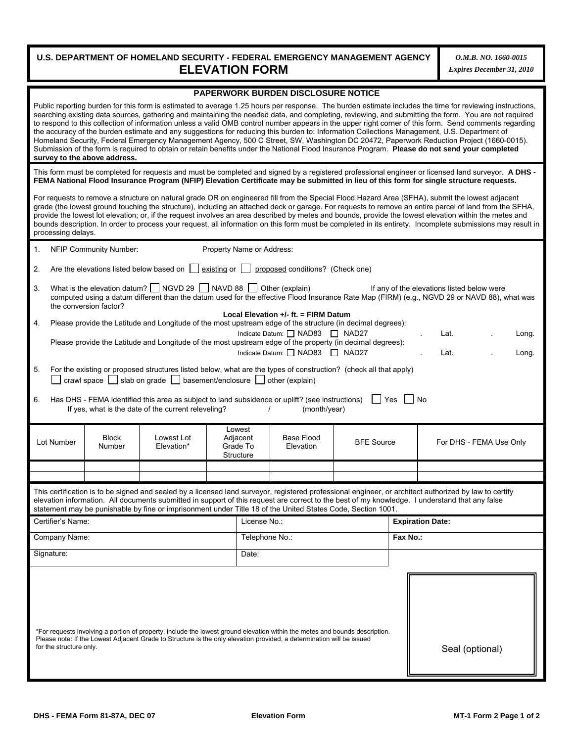**U.S. DEPARTMENT OF HOMELAND SECURITY - FEDERAL EMERGENCY MANAGEMENT AGENCY**

# ELEVATION FORM

*O.M.B. NO. 1660-0015*
*Expires December 31, 2010*

## PAPERWORK BURDEN DISCLOSURE NOTICE

Public reporting burden for this form is estimated to average 1.25 hours per response. The burden estimate includes the time for reviewing instructions, searching existing data sources, gathering and maintaining the needed data, and completing, reviewing, and submitting the form. You are not required to respond to this collection of information unless a valid OMB control number appears in the upper right corner of this form. Send comments regarding the accuracy of the burden estimate and any suggestions for reducing this burden to: Information Collections Management, U.S. Department of Homeland Security, Federal Emergency Management Agency, 500 C Street, SW, Washington DC 20472, Paperwork Reduction Project (1660-0015). Submission of the form is required to obtain or retain benefits under the National Flood Insurance Program. **Please do not send your completed survey to the above address.**

This form must be completed for requests and must be completed and signed by a registered professional engineer or licensed land surveyor. **A DHS - FEMA National Flood Insurance Program (NFIP) Elevation Certificate may be submitted in lieu of this form for single structure requests.**

For requests to remove a structure on natural grade OR on engineered fill from the Special Flood Hazard Area (SFHA), submit the lowest adjacent grade (the lowest ground touching the structure), including an attached deck or garage. For requests to remove an entire parcel of land from the SFHA, provide the lowest lot elevation; or, if the request involves an area described by metes and bounds, provide the lowest elevation within the metes and bounds description. In order to process your request, all information on this form must be completed in its entirety. Incomplete submissions may result in processing delays.

1. NFIP Community Number: Property Name or Address:

2. Are the elevations listed below based on ☐ existing or ☐ proposed conditions? (Check one)

3. What is the elevation datum? ☐ NGVD 29 ☐ NAVD 88 ☐ Other (explain) If any of the elevations listed below were computed using a datum different than the datum used for the effective Flood Insurance Rate Map (FIRM) (e.g., NGVD 29 or NAVD 88), what was the conversion factor?

   **Local Elevation +/- ft. = FIRM Datum**

4. Please provide the Latitude and Longitude of the most upstream edge of the structure (in decimal degrees):
   Indicate Datum: ☐ NAD83 ☐ NAD27 . Lat. . Long.
   Please provide the Latitude and Longitude of the most upstream edge of the property (in decimal degrees):
   Indicate Datum: ☐ NAD83 ☐ NAD27 . Lat. . Long.

5. For the existing or proposed structures listed below, what are the types of construction? (check all that apply)
   ☐ crawl space ☐ slab on grade ☐ basement/enclosure ☐ other (explain)

6. Has DHS - FEMA identified this area as subject to land subsidence or uplift? (see instructions) ☐ Yes ☐ No
   If yes, what is the date of the current releveling? / (month/year)

| Lot Number | Block Number | Lowest Lot Elevation* | Lowest Adjacent Grade To Structure | Base Flood Elevation | BFE Source | For DHS - FEMA Use Only |
|---|---|---|---|---|---|---|
| | | | | | | |
| | | | | | | |

This certification is to be signed and sealed by a licensed land surveyor, registered professional engineer, or architect authorized by law to certify elevation information. All documents submitted in support of this request are correct to the best of my knowledge. I understand that any false statement may be punishable by fine or imprisonment under Title 18 of the United States Code, Section 1001.

| Certifier's Name: | License No.: | **Expiration Date:** |
|---|---|---|
| Company Name: | Telephone No.: | **Fax No.:** |
| Signature: | Date: | |

*For requests involving a portion of property, include the lowest ground elevation within the metes and bounds description. Please note: If the Lowest Adjacent Grade to Structure is the only elevation provided, a determination will be issued for the structure only.

Seal (optional)

DHS - FEMA Form 81-87A, DEC 07 — Elevation Form — MT-1 Form 2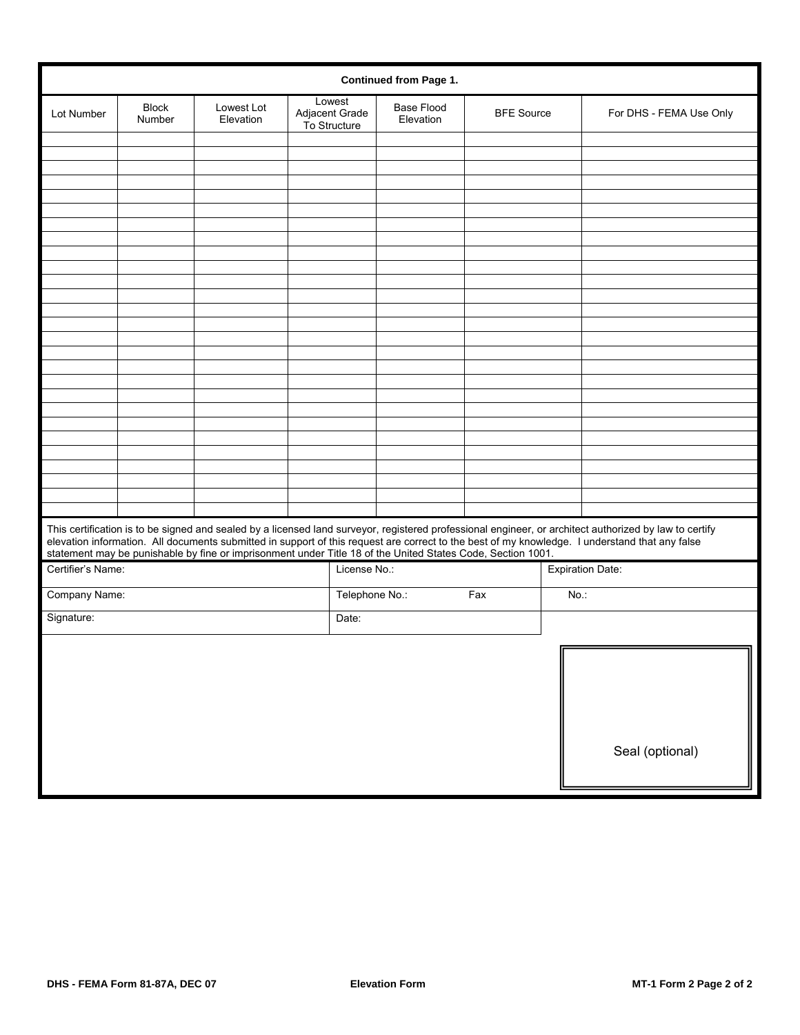**Continued from Page 1.**

| Lot Number | Block Number | Lowest Lot Elevation | Lowest Adjacent Grade To Structure | Base Flood Elevation | BFE Source | For DHS - FEMA Use Only |
|---|---|---|---|---|---|---|
| | | | | | | |
| | | | | | | |
| | | | | | | |
| | | | | | | |
| | | | | | | |
| | | | | | | |
| | | | | | | |
| | | | | | | |
| | | | | | | |
| | | | | | | |
| | | | | | | |
| | | | | | | |
| | | | | | | |
| | | | | | | |
| | | | | | | |
| | | | | | | |
| | | | | | | |
| | | | | | | |
| | | | | | | |
| | | | | | | |
| | | | | | | |
| | | | | | | |
| | | | | | | |
| | | | | | | |
| | | | | | | |
| | | | | | | |
| | | | | | | |

This certification is to be signed and sealed by a licensed land surveyor, registered professional engineer, or architect authorized by law to certify elevation information. All documents submitted in support of this request are correct to the best of my knowledge. I understand that any false statement may be punishable by fine or imprisonment under Title 18 of the United States Code, Section 1001.

| Certifier's Name: | License No.: | Expiration Date: |
|---|---|---|
| Company Name: | Telephone No.: Fax | No.: |
| Signature: | Date: | |

Seal (optional)

DHS - FEMA Form 81-87A, DEC 07 | Elevation Form | MT-1 Form 2 Page 2 of 2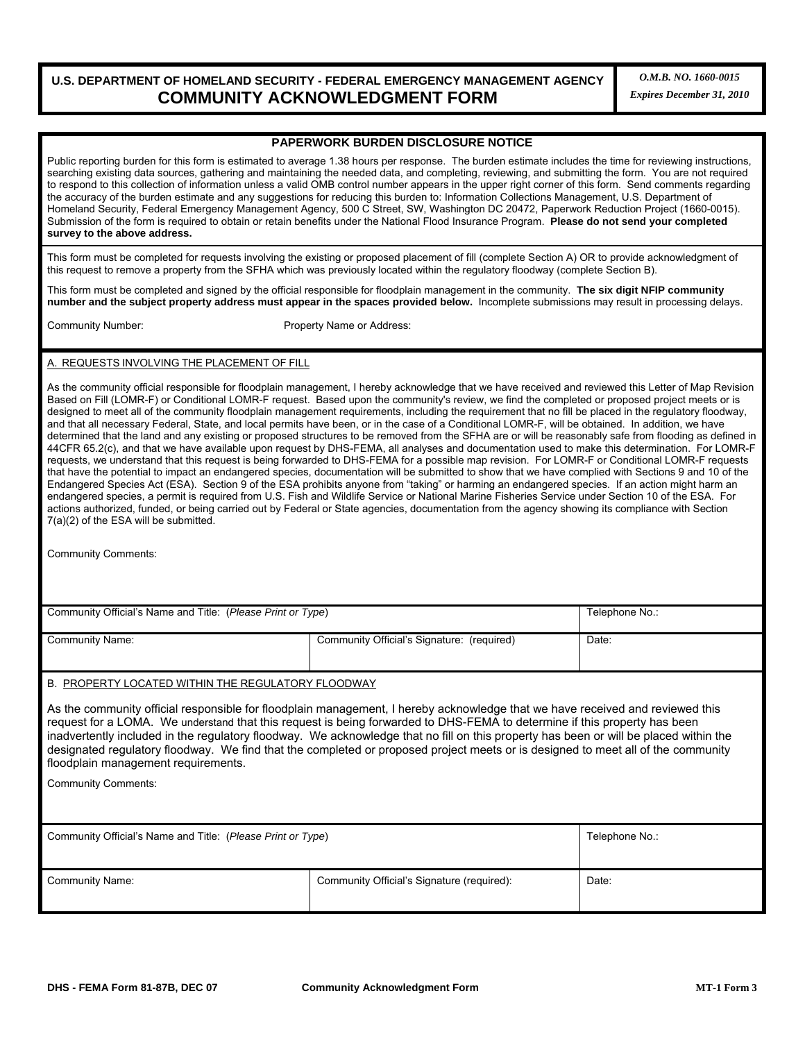**U.S. DEPARTMENT OF HOMELAND SECURITY - FEDERAL EMERGENCY MANAGEMENT AGENCY**

# COMMUNITY ACKNOWLEDGMENT FORM

*O.M.B. NO. 1660-0015*
*Expires December 31, 2010*

## PAPERWORK BURDEN DISCLOSURE NOTICE

Public reporting burden for this form is estimated to average 1.38 hours per response. The burden estimate includes the time for reviewing instructions, searching existing data sources, gathering and maintaining the needed data, and completing, reviewing, and submitting the form. You are not required to respond to this collection of information unless a valid OMB control number appears in the upper right corner of this form. Send comments regarding the accuracy of the burden estimate and any suggestions for reducing this burden to: Information Collections Management, U.S. Department of Homeland Security, Federal Emergency Management Agency, 500 C Street, SW, Washington DC 20472, Paperwork Reduction Project (1660-0015). Submission of the form is required to obtain or retain benefits under the National Flood Insurance Program. **Please do not send your completed survey to the above address.**

This form must be completed for requests involving the existing or proposed placement of fill (complete Section A) OR to provide acknowledgment of this request to remove a property from the SFHA which was previously located within the regulatory floodway (complete Section B).

This form must be completed and signed by the official responsible for floodplain management in the community. **The six digit NFIP community number and the subject property address must appear in the spaces provided below.** Incomplete submissions may result in processing delays.

Community Number: Property Name or Address:

A. REQUESTS INVOLVING THE PLACEMENT OF FILL

As the community official responsible for floodplain management, I hereby acknowledge that we have received and reviewed this Letter of Map Revision Based on Fill (LOMR-F) or Conditional LOMR-F request. Based upon the community's review, we find the completed or proposed project meets or is designed to meet all of the community floodplain management requirements, including the requirement that no fill be placed in the regulatory floodway, and that all necessary Federal, State, and local permits have been, or in the case of a Conditional LOMR-F, will be obtained. In addition, we have determined that the land and any existing or proposed structures to be removed from the SFHA are or will be reasonably safe from flooding as defined in 44CFR 65.2(c), and that we have available upon request by DHS-FEMA, all analyses and documentation used to make this determination. For LOMR-F requests, we understand that this request is being forwarded to DHS-FEMA for a possible map revision. For LOMR-F or Conditional LOMR-F requests that have the potential to impact an endangered species, documentation will be submitted to show that we have complied with Sections 9 and 10 of the Endangered Species Act (ESA). Section 9 of the ESA prohibits anyone from "taking" or harming an endangered species. If an action might harm an endangered species, a permit is required from U.S. Fish and Wildlife Service or National Marine Fisheries Service under Section 10 of the ESA. For actions authorized, funded, or being carried out by Federal or State agencies, documentation from the agency showing its compliance with Section 7(a)(2) of the ESA will be submitted.

Community Comments:

| Community Official's Name and Title: (*Please Print or Type*) | | Telephone No.: |
|---|---|---|
| Community Name: | Community Official's Signature: (required) | Date: |

B. PROPERTY LOCATED WITHIN THE REGULATORY FLOODWAY

As the community official responsible for floodplain management, I hereby acknowledge that we have received and reviewed this request for a LOMA. We understand that this request is being forwarded to DHS-FEMA to determine if this property has been inadvertently included in the regulatory floodway. We acknowledge that no fill on this property has been or will be placed within the designated regulatory floodway. We find that the completed or proposed project meets or is designed to meet all of the community floodplain management requirements.

Community Comments:

| Community Official's Name and Title: (*Please Print or Type*) | | Telephone No.: |
|---|---|---|
| Community Name: | Community Official's Signature (required): | Date: |

DHS - FEMA Form 81-87B, DEC 07 Community Acknowledgment Form MT-1 Form 3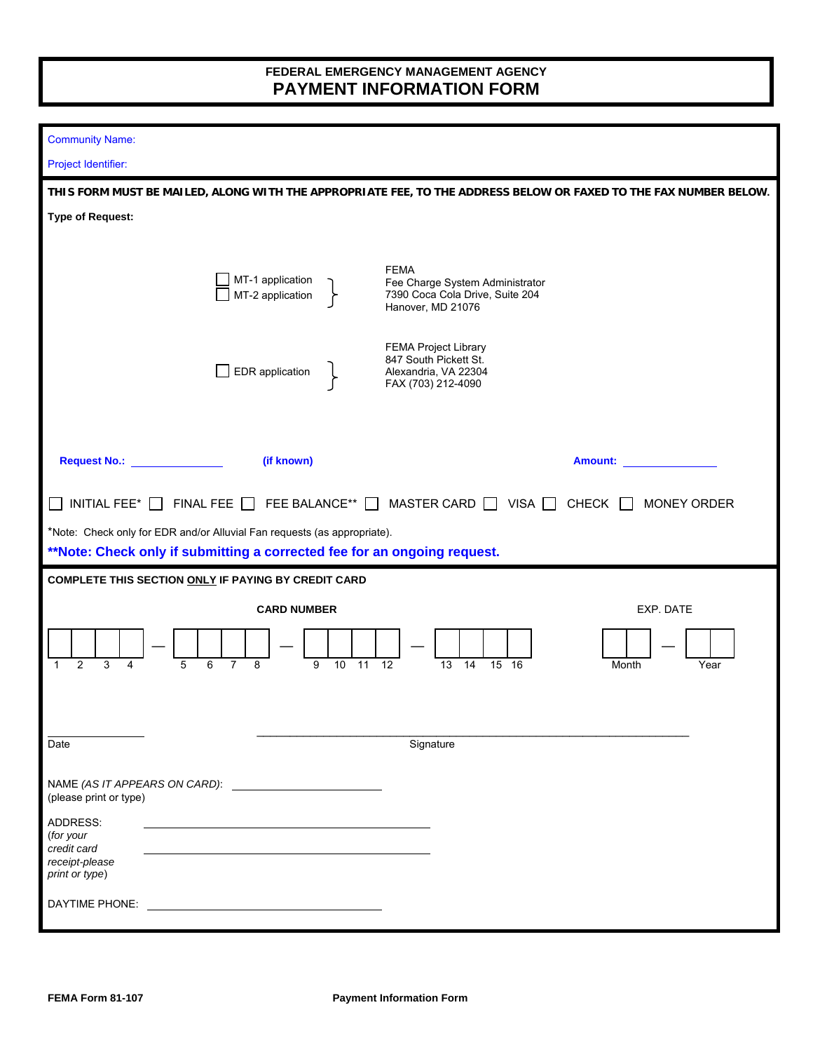## FEDERAL EMERGENCY MANAGEMENT AGENCY

# PAYMENT INFORMATION FORM

Community Name:

Project Identifier:

**THIS FORM MUST BE MAILED, ALONG WITH THE APPROPRIATE FEE, TO THE ADDRESS BELOW OR FAXED TO THE FAX NUMBER BELOW.**

**Type of Request:**

☐ MT-1 application
☐ MT-2 application

FEMA
Fee Charge System Administrator
7390 Coca Cola Drive, Suite 204
Hanover, MD 21076

☐ EDR application

FEMA Project Library
847 South Pickett St.
Alexandria, VA 22304
FAX (703) 212-4090

**Request No.:** \_\_\_\_\_\_\_\_\_\_\_\_ **(if known)** **Amount:** \_\_\_\_\_\_\_\_\_\_\_\_

☐ INITIAL FEE\* ☐ FINAL FEE ☐ FEE BALANCE\*\* ☐ MASTER CARD ☐ VISA ☐ CHECK ☐ MONEY ORDER

\*Note: Check only for EDR and/or Alluvial Fan requests (as appropriate).

**\*\*Note: Check only if submitting a corrected fee for an ongoing request.**

**COMPLETE THIS SECTION ONLY IF PAYING BY CREDIT CARD**

**CARD NUMBER**

☐☐☐☐ — ☐☐☐☐ — ☐☐☐☐ — ☐☐☐☐

1 2 3 4 — 5 6 7 8 — 9 10 11 12 — 13 14 15 16

EXP. DATE

☐☐ — ☐☐

Month — Year

\_\_\_\_\_\_\_\_\_\_\_\_ \_\_\_\_\_\_\_\_\_\_\_\_\_\_\_\_\_\_\_\_\_\_\_\_\_\_\_\_\_\_\_\_\_\_\_\_

Date Signature

NAME *(AS IT APPEARS ON CARD)*: \_\_\_\_\_\_\_\_\_\_\_\_\_\_\_\_\_\_\_\_
(please print or type)

ADDRESS: \_\_\_\_\_\_\_\_\_\_\_\_\_\_\_\_\_\_\_\_\_\_\_\_\_\_\_\_
*(for your credit card receipt-please print or type)* \_\_\_\_\_\_\_\_\_\_\_\_\_\_\_\_\_\_\_\_\_\_\_\_\_\_\_\_

DAYTIME PHONE: \_\_\_\_\_\_\_\_\_\_\_\_\_\_\_\_\_\_\_\_\_\_\_\_

**FEMA Form 81-107** **Payment Information Form**